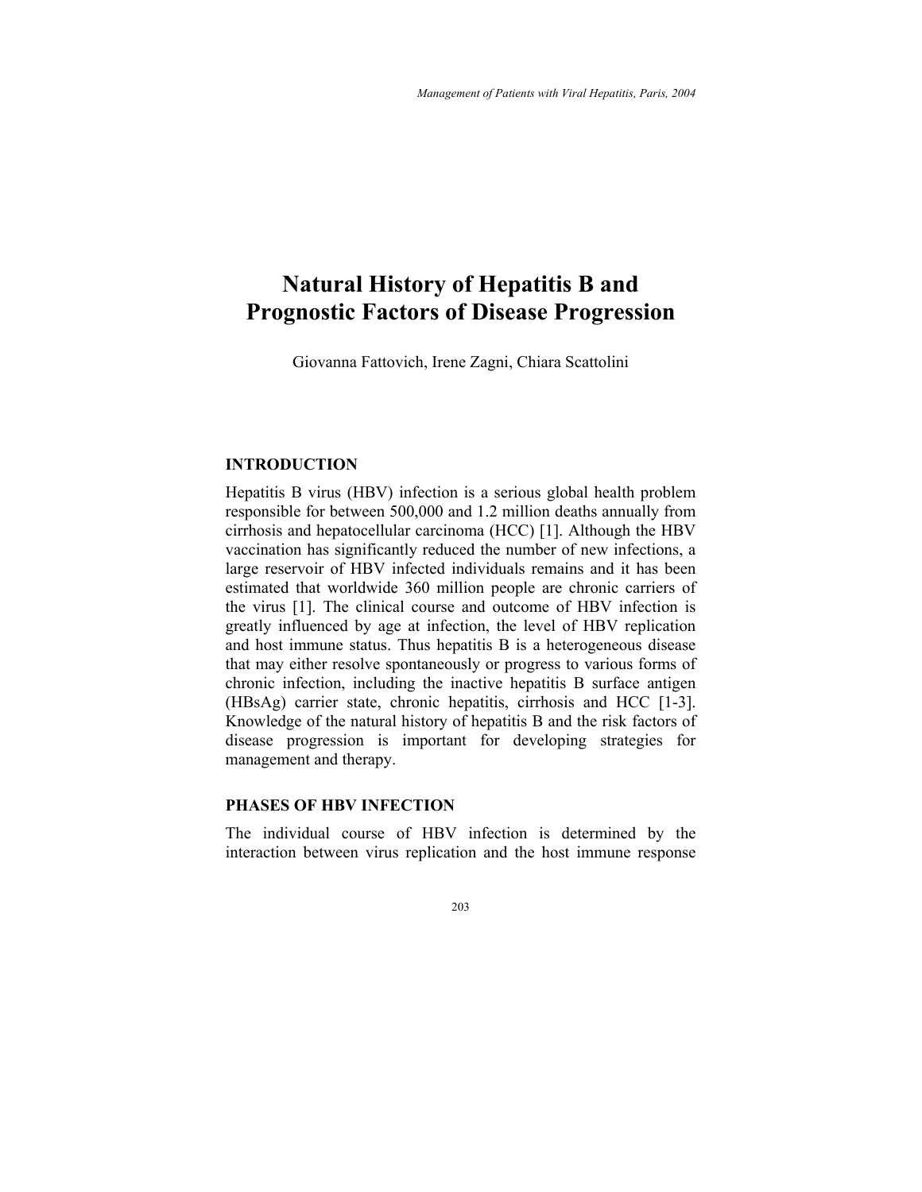# Natural History of Hepatitis B and Prognostic Factors of Disease Progression

Giovanna Fattovich, Irene Zagni, Chiara Scattolini

## INTRODUCTION

Hepatitis B virus (HBV) infection is a serious global health problem responsible for between 500,000 and 1.2 million deaths annually from cirrhosis and hepatocellular carcinoma (HCC) [1]. Although the HBV vaccination has significantly reduced the number of new infections, a large reservoir of HBV infected individuals remains and it has been estimated that worldwide 360 million people are chronic carriers of the virus [1]. The clinical course and outcome of HBV infection is greatly influenced by age at infection, the level of HBV replication and host immune status. Thus hepatitis B is a heterogeneous disease that may either resolve spontaneously or progress to various forms of chronic infection, including the inactive hepatitis B surface antigen (HBsAg) carrier state, chronic hepatitis, cirrhosis and HCC [1-3]. Knowledge of the natural history of hepatitis B and the risk factors of disease progression is important for developing strategies for management and therapy.

## PHASES OF HBV INFECTION

The individual course of HBV infection is determined by the interaction between virus replication and the host immune response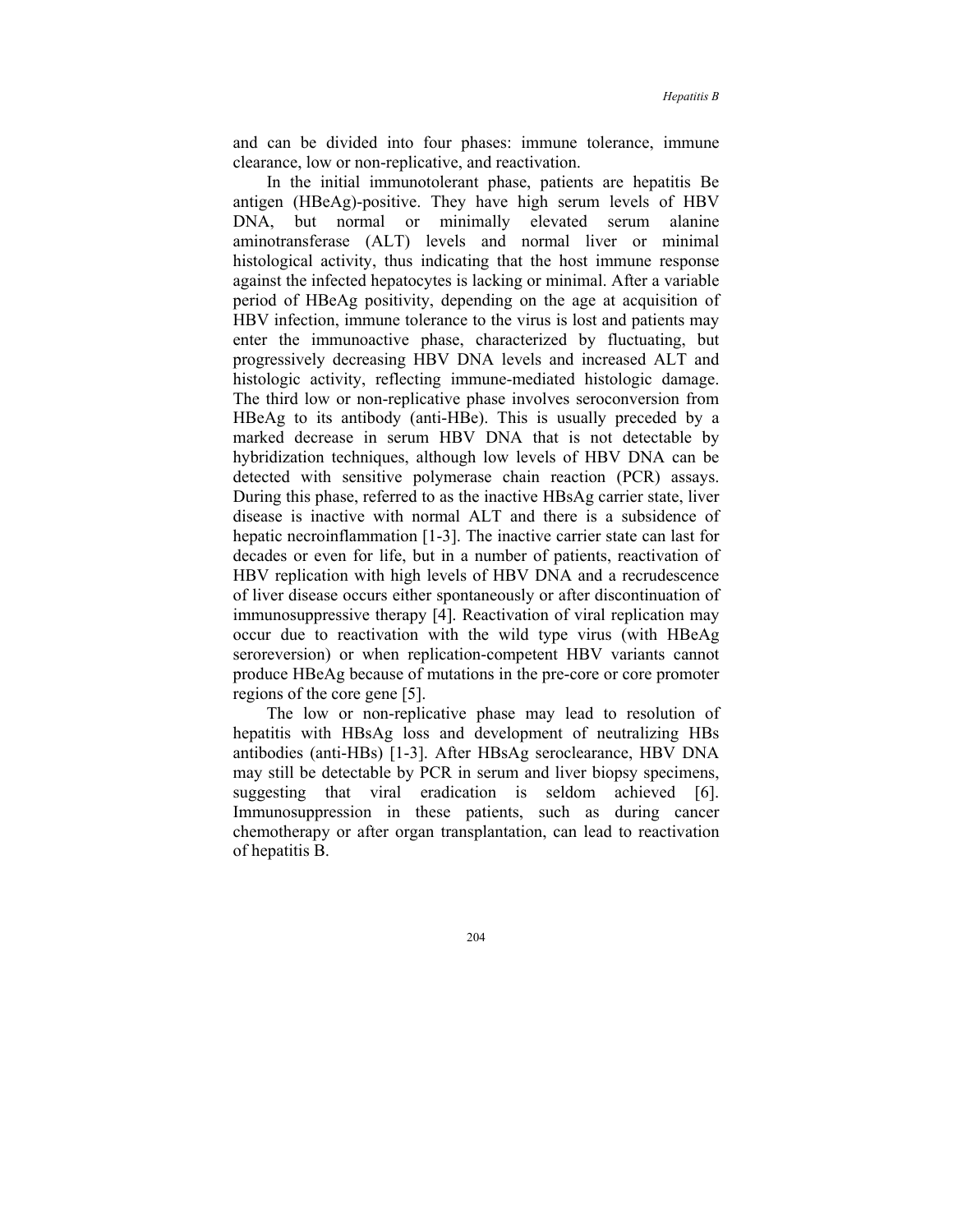and can be divided into four phases: immune tolerance, immune clearance, low or non-replicative, and reactivation.

In the initial immunotolerant phase, patients are hepatitis Be antigen (HBeAg)-positive. They have high serum levels of HBV DNA, but normal or minimally elevated serum alanine aminotransferase (ALT) levels and normal liver or minimal histological activity, thus indicating that the host immune response against the infected hepatocytes is lacking or minimal. After a variable period of HBeAg positivity, depending on the age at acquisition of HBV infection, immune tolerance to the virus is lost and patients may enter the immunoactive phase, characterized by fluctuating, but progressively decreasing HBV DNA levels and increased ALT and histologic activity, reflecting immune-mediated histologic damage. The third low or non-replicative phase involves seroconversion from HBeAg to its antibody (anti-HBe). This is usually preceded by a marked decrease in serum HBV DNA that is not detectable by hybridization techniques, although low levels of HBV DNA can be detected with sensitive polymerase chain reaction (PCR) assays. During this phase, referred to as the inactive HBsAg carrier state, liver disease is inactive with normal ALT and there is a subsidence of hepatic necroinflammation [1-3]. The inactive carrier state can last for decades or even for life, but in a number of patients, reactivation of HBV replication with high levels of HBV DNA and a recrudescence of liver disease occurs either spontaneously or after discontinuation of immunosuppressive therapy [4]. Reactivation of viral replication may occur due to reactivation with the wild type virus (with HBeAg seroreversion) or when replication-competent HBV variants cannot produce HBeAg because of mutations in the pre-core or core promoter regions of the core gene [5].

The low or non-replicative phase may lead to resolution of hepatitis with HBsAg loss and development of neutralizing HBs antibodies (anti-HBs) [1-3]. After HBsAg seroclearance, HBV DNA may still be detectable by PCR in serum and liver biopsy specimens, suggesting that viral eradication is seldom achieved [6]. Immunosuppression in these patients, such as during cancer chemotherapy or after organ transplantation, can lead to reactivation of hepatitis B.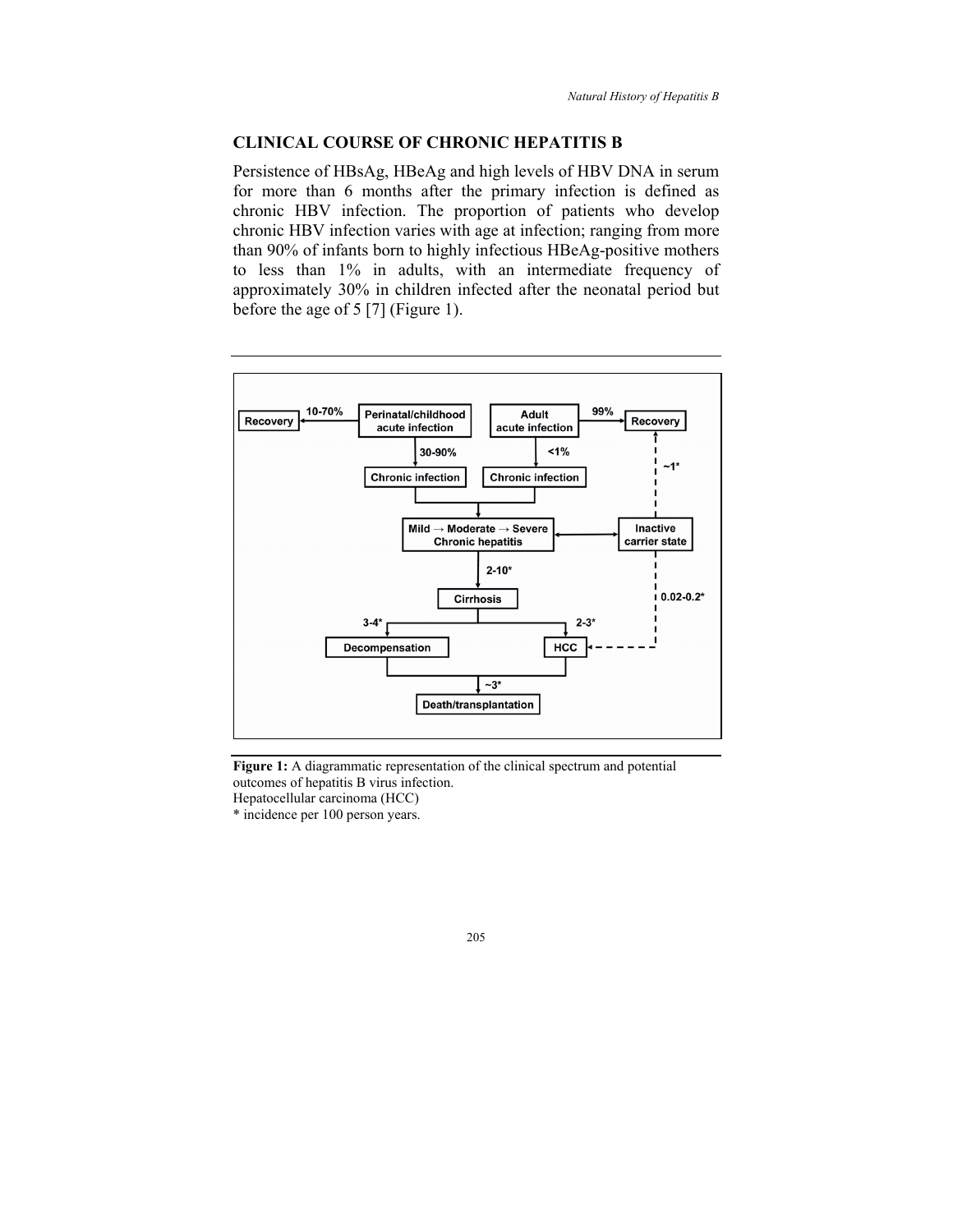## CLINICAL COURSE OF CHRONIC HEPATITIS B

Persistence of HBsAg, HBeAg and high levels of HBV DNA in serum for more than 6 months after the primary infection is defined as chronic HBV infection. The proportion of patients who develop chronic HBV infection varies with age at infection; ranging from more than 90% of infants born to highly infectious HBeAg-positive mothers to less than 1% in adults, with an intermediate frequency of approximately 30% in children infected after the neonatal period but before the age of 5 [7] (Figure 1).

**Figure 1:** A diagrammatic representation of the clinical spectrum and potential outcomes of hepatitis B virus infection.
Hepatocellular carcinoma (HCC)
\* incidence per 100 person years.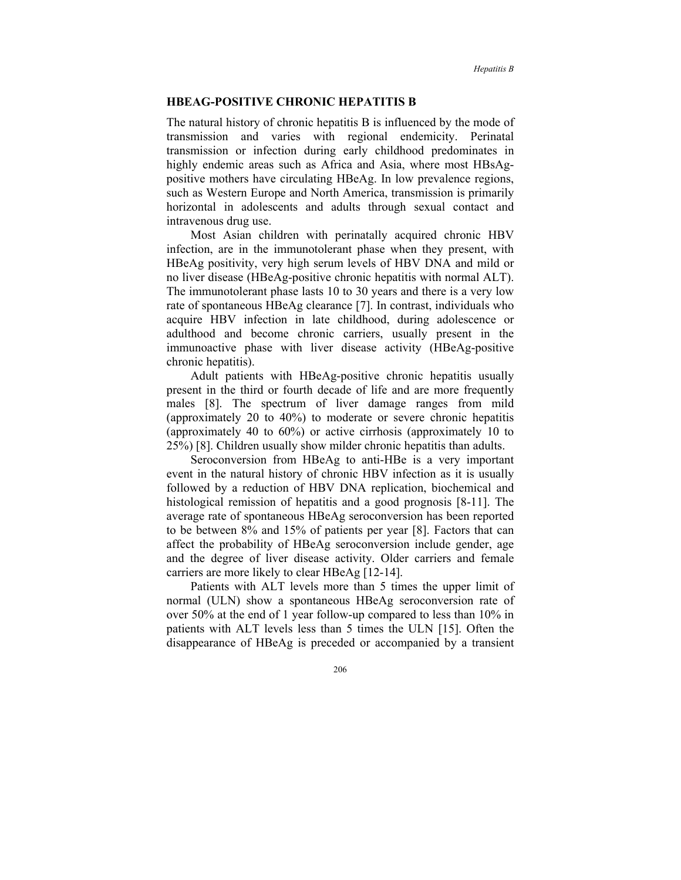## HBEAG-POSITIVE CHRONIC HEPATITIS B

The natural history of chronic hepatitis B is influenced by the mode of transmission and varies with regional endemicity. Perinatal transmission or infection during early childhood predominates in highly endemic areas such as Africa and Asia, where most HBsAg-positive mothers have circulating HBeAg. In low prevalence regions, such as Western Europe and North America, transmission is primarily horizontal in adolescents and adults through sexual contact and intravenous drug use.

Most Asian children with perinatally acquired chronic HBV infection, are in the immunotolerant phase when they present, with HBeAg positivity, very high serum levels of HBV DNA and mild or no liver disease (HBeAg-positive chronic hepatitis with normal ALT). The immunotolerant phase lasts 10 to 30 years and there is a very low rate of spontaneous HBeAg clearance [7]. In contrast, individuals who acquire HBV infection in late childhood, during adolescence or adulthood and become chronic carriers, usually present in the immunoactive phase with liver disease activity (HBeAg-positive chronic hepatitis).

Adult patients with HBeAg-positive chronic hepatitis usually present in the third or fourth decade of life and are more frequently males [8]. The spectrum of liver damage ranges from mild (approximately 20 to 40%) to moderate or severe chronic hepatitis (approximately 40 to 60%) or active cirrhosis (approximately 10 to 25%) [8]. Children usually show milder chronic hepatitis than adults.

Seroconversion from HBeAg to anti-HBe is a very important event in the natural history of chronic HBV infection as it is usually followed by a reduction of HBV DNA replication, biochemical and histological remission of hepatitis and a good prognosis [8-11]. The average rate of spontaneous HBeAg seroconversion has been reported to be between 8% and 15% of patients per year [8]. Factors that can affect the probability of HBeAg seroconversion include gender, age and the degree of liver disease activity. Older carriers and female carriers are more likely to clear HBeAg [12-14].

Patients with ALT levels more than 5 times the upper limit of normal (ULN) show a spontaneous HBeAg seroconversion rate of over 50% at the end of 1 year follow-up compared to less than 10% in patients with ALT levels less than 5 times the ULN [15]. Often the disappearance of HBeAg is preceded or accompanied by a transient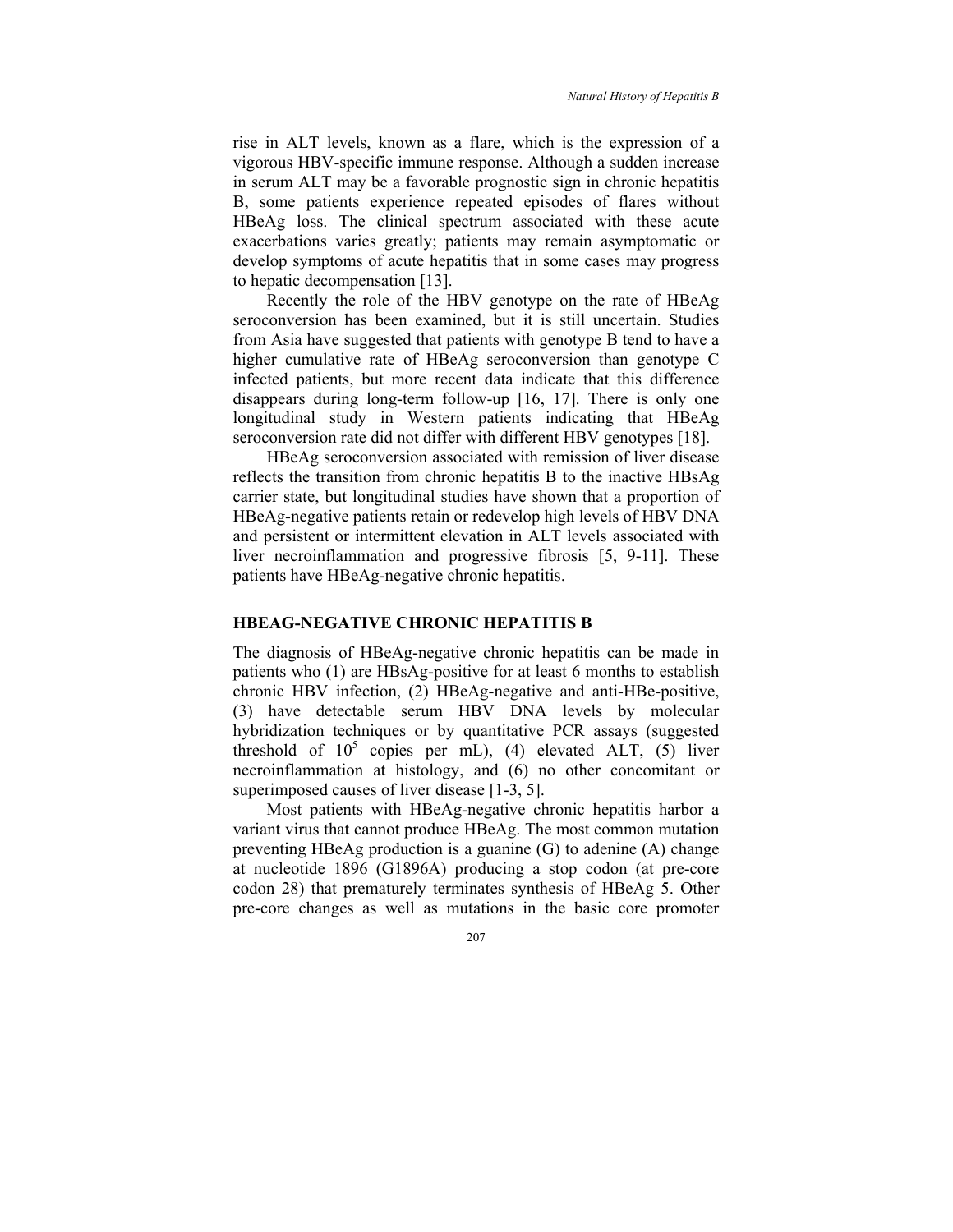rise in ALT levels, known as a flare, which is the expression of a vigorous HBV-specific immune response. Although a sudden increase in serum ALT may be a favorable prognostic sign in chronic hepatitis B, some patients experience repeated episodes of flares without HBeAg loss. The clinical spectrum associated with these acute exacerbations varies greatly; patients may remain asymptomatic or develop symptoms of acute hepatitis that in some cases may progress to hepatic decompensation [13].

Recently the role of the HBV genotype on the rate of HBeAg seroconversion has been examined, but it is still uncertain. Studies from Asia have suggested that patients with genotype B tend to have a higher cumulative rate of HBeAg seroconversion than genotype C infected patients, but more recent data indicate that this difference disappears during long-term follow-up [16, 17]. There is only one longitudinal study in Western patients indicating that HBeAg seroconversion rate did not differ with different HBV genotypes [18].

HBeAg seroconversion associated with remission of liver disease reflects the transition from chronic hepatitis B to the inactive HBsAg carrier state, but longitudinal studies have shown that a proportion of HBeAg-negative patients retain or redevelop high levels of HBV DNA and persistent or intermittent elevation in ALT levels associated with liver necroinflammation and progressive fibrosis [5, 9-11]. These patients have HBeAg-negative chronic hepatitis.

## HBEAG-NEGATIVE CHRONIC HEPATITIS B

The diagnosis of HBeAg-negative chronic hepatitis can be made in patients who (1) are HBsAg-positive for at least 6 months to establish chronic HBV infection, (2) HBeAg-negative and anti-HBe-positive, (3) have detectable serum HBV DNA levels by molecular hybridization techniques or by quantitative PCR assays (suggested threshold of $10^5$ copies per mL), (4) elevated ALT, (5) liver necroinflammation at histology, and (6) no other concomitant or superimposed causes of liver disease [1-3, 5].

Most patients with HBeAg-negative chronic hepatitis harbor a variant virus that cannot produce HBeAg. The most common mutation preventing HBeAg production is a guanine (G) to adenine (A) change at nucleotide 1896 (G1896A) producing a stop codon (at pre-core codon 28) that prematurely terminates synthesis of HBeAg 5. Other pre-core changes as well as mutations in the basic core promoter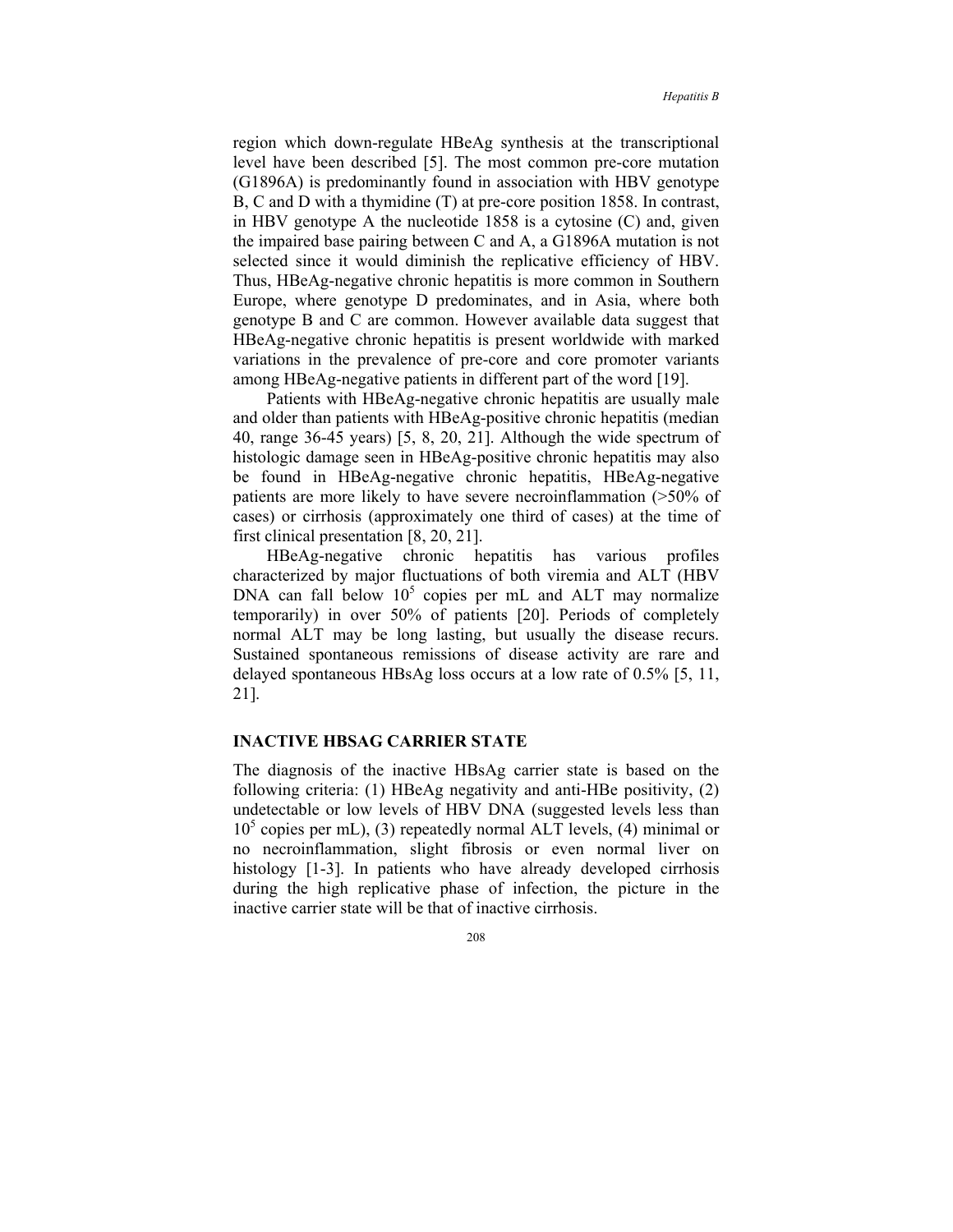region which down-regulate HBeAg synthesis at the transcriptional level have been described [5]. The most common pre-core mutation (G1896A) is predominantly found in association with HBV genotype B, C and D with a thymidine (T) at pre-core position 1858. In contrast, in HBV genotype A the nucleotide 1858 is a cytosine (C) and, given the impaired base pairing between C and A, a G1896A mutation is not selected since it would diminish the replicative efficiency of HBV. Thus, HBeAg-negative chronic hepatitis is more common in Southern Europe, where genotype D predominates, and in Asia, where both genotype B and C are common. However available data suggest that HBeAg-negative chronic hepatitis is present worldwide with marked variations in the prevalence of pre-core and core promoter variants among HBeAg-negative patients in different part of the word [19].

Patients with HBeAg-negative chronic hepatitis are usually male and older than patients with HBeAg-positive chronic hepatitis (median 40, range 36-45 years) [5, 8, 20, 21]. Although the wide spectrum of histologic damage seen in HBeAg-positive chronic hepatitis may also be found in HBeAg-negative chronic hepatitis, HBeAg-negative patients are more likely to have severe necroinflammation (>50% of cases) or cirrhosis (approximately one third of cases) at the time of first clinical presentation [8, 20, 21].

HBeAg-negative chronic hepatitis has various profiles characterized by major fluctuations of both viremia and ALT (HBV DNA can fall below $10^5$ copies per mL and ALT may normalize temporarily) in over 50% of patients [20]. Periods of completely normal ALT may be long lasting, but usually the disease recurs. Sustained spontaneous remissions of disease activity are rare and delayed spontaneous HBsAg loss occurs at a low rate of 0.5% [5, 11, 21].

## INACTIVE HBSAG CARRIER STATE

The diagnosis of the inactive HBsAg carrier state is based on the following criteria: (1) HBeAg negativity and anti-HBe positivity, (2) undetectable or low levels of HBV DNA (suggested levels less than $10^5$ copies per mL), (3) repeatedly normal ALT levels, (4) minimal or no necroinflammation, slight fibrosis or even normal liver on histology [1-3]. In patients who have already developed cirrhosis during the high replicative phase of infection, the picture in the inactive carrier state will be that of inactive cirrhosis.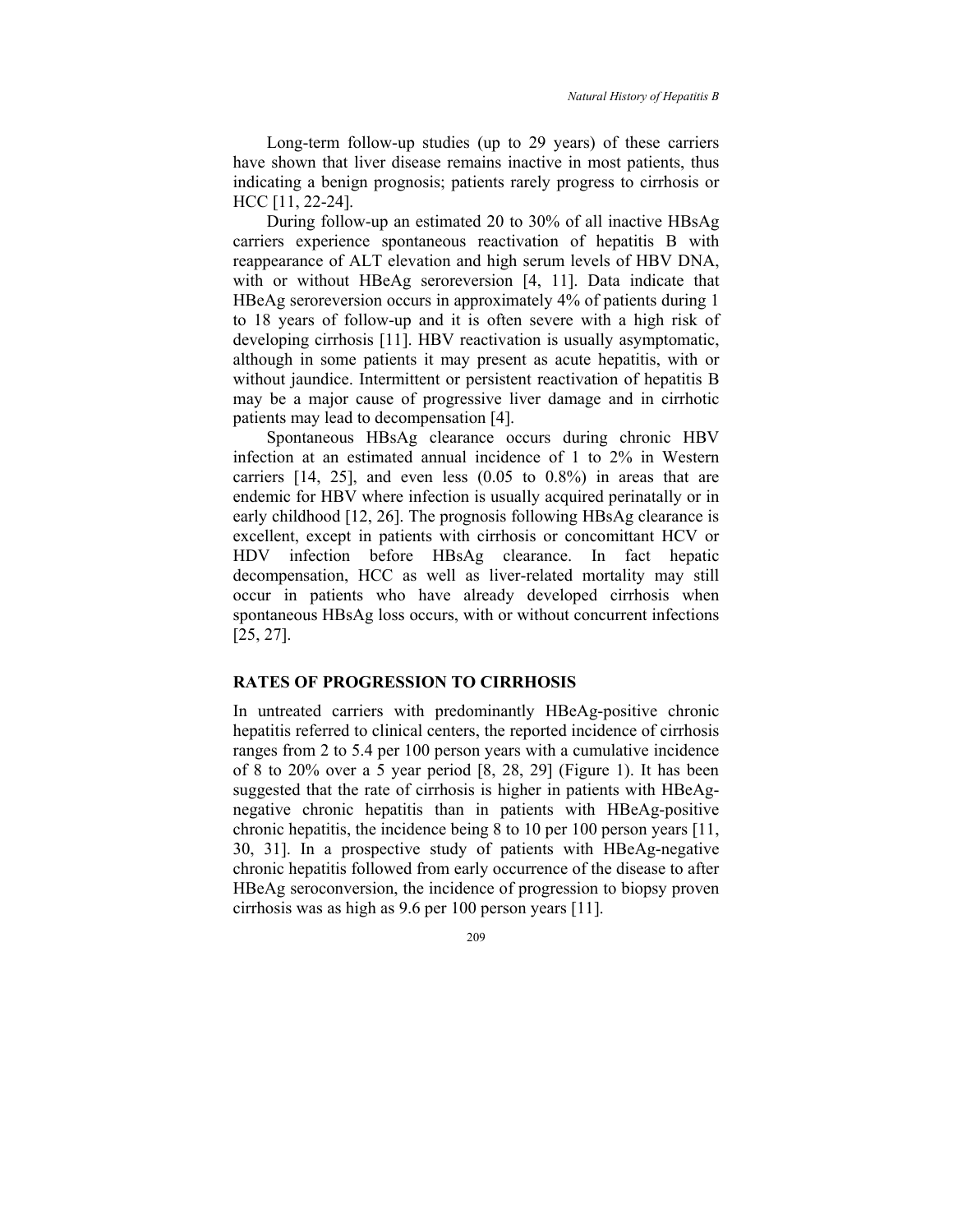Long-term follow-up studies (up to 29 years) of these carriers have shown that liver disease remains inactive in most patients, thus indicating a benign prognosis; patients rarely progress to cirrhosis or HCC [11, 22-24].

During follow-up an estimated 20 to 30% of all inactive HBsAg carriers experience spontaneous reactivation of hepatitis B with reappearance of ALT elevation and high serum levels of HBV DNA, with or without HBeAg seroreversion [4, 11]. Data indicate that HBeAg seroreversion occurs in approximately 4% of patients during 1 to 18 years of follow-up and it is often severe with a high risk of developing cirrhosis [11]. HBV reactivation is usually asymptomatic, although in some patients it may present as acute hepatitis, with or without jaundice. Intermittent or persistent reactivation of hepatitis B may be a major cause of progressive liver damage and in cirrhotic patients may lead to decompensation [4].

Spontaneous HBsAg clearance occurs during chronic HBV infection at an estimated annual incidence of 1 to 2% in Western carriers [14, 25], and even less (0.05 to 0.8%) in areas that are endemic for HBV where infection is usually acquired perinatally or in early childhood [12, 26]. The prognosis following HBsAg clearance is excellent, except in patients with cirrhosis or concomittant HCV or HDV infection before HBsAg clearance. In fact hepatic decompensation, HCC as well as liver-related mortality may still occur in patients who have already developed cirrhosis when spontaneous HBsAg loss occurs, with or without concurrent infections [25, 27].

## RATES OF PROGRESSION TO CIRRHOSIS

In untreated carriers with predominantly HBeAg-positive chronic hepatitis referred to clinical centers, the reported incidence of cirrhosis ranges from 2 to 5.4 per 100 person years with a cumulative incidence of 8 to 20% over a 5 year period [8, 28, 29] (Figure 1). It has been suggested that the rate of cirrhosis is higher in patients with HBeAg-negative chronic hepatitis than in patients with HBeAg-positive chronic hepatitis, the incidence being 8 to 10 per 100 person years [11, 30, 31]. In a prospective study of patients with HBeAg-negative chronic hepatitis followed from early occurrence of the disease to after HBeAg seroconversion, the incidence of progression to biopsy proven cirrhosis was as high as 9.6 per 100 person years [11].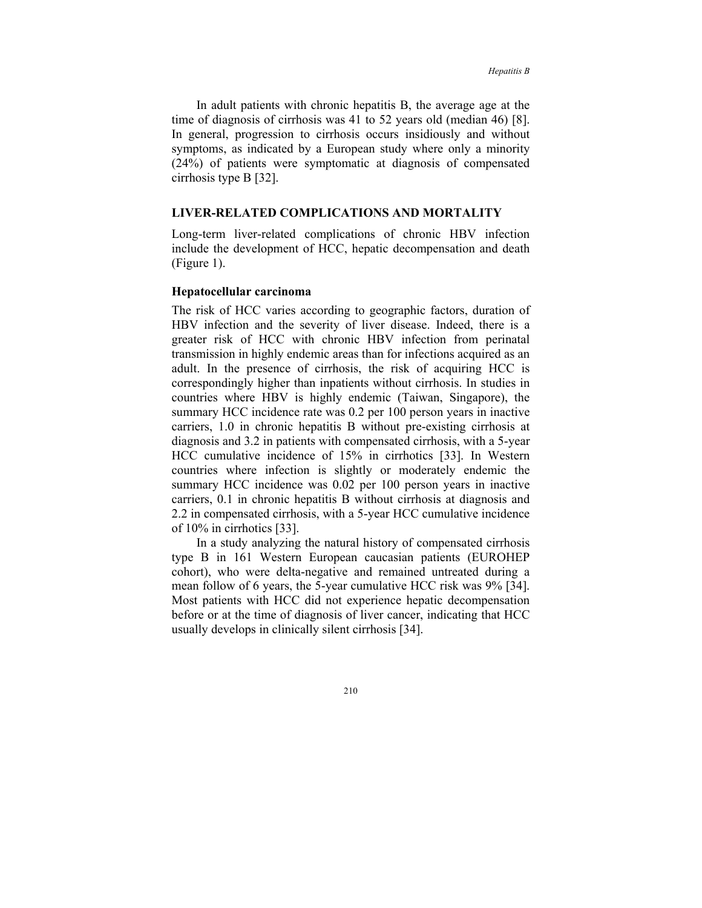In adult patients with chronic hepatitis B, the average age at the time of diagnosis of cirrhosis was 41 to 52 years old (median 46) [8]. In general, progression to cirrhosis occurs insidiously and without symptoms, as indicated by a European study where only a minority (24%) of patients were symptomatic at diagnosis of compensated cirrhosis type B [32].

## LIVER-RELATED COMPLICATIONS AND MORTALITY

Long-term liver-related complications of chronic HBV infection include the development of HCC, hepatic decompensation and death (Figure 1).

### Hepatocellular carcinoma

The risk of HCC varies according to geographic factors, duration of HBV infection and the severity of liver disease. Indeed, there is a greater risk of HCC with chronic HBV infection from perinatal transmission in highly endemic areas than for infections acquired as an adult. In the presence of cirrhosis, the risk of acquiring HCC is correspondingly higher than inpatients without cirrhosis. In studies in countries where HBV is highly endemic (Taiwan, Singapore), the summary HCC incidence rate was 0.2 per 100 person years in inactive carriers, 1.0 in chronic hepatitis B without pre-existing cirrhosis at diagnosis and 3.2 in patients with compensated cirrhosis, with a 5-year HCC cumulative incidence of 15% in cirrhotics [33]. In Western countries where infection is slightly or moderately endemic the summary HCC incidence was 0.02 per 100 person years in inactive carriers, 0.1 in chronic hepatitis B without cirrhosis at diagnosis and 2.2 in compensated cirrhosis, with a 5-year HCC cumulative incidence of 10% in cirrhotics [33].

In a study analyzing the natural history of compensated cirrhosis type B in 161 Western European caucasian patients (EUROHEP cohort), who were delta-negative and remained untreated during a mean follow of 6 years, the 5-year cumulative HCC risk was 9% [34]. Most patients with HCC did not experience hepatic decompensation before or at the time of diagnosis of liver cancer, indicating that HCC usually develops in clinically silent cirrhosis [34].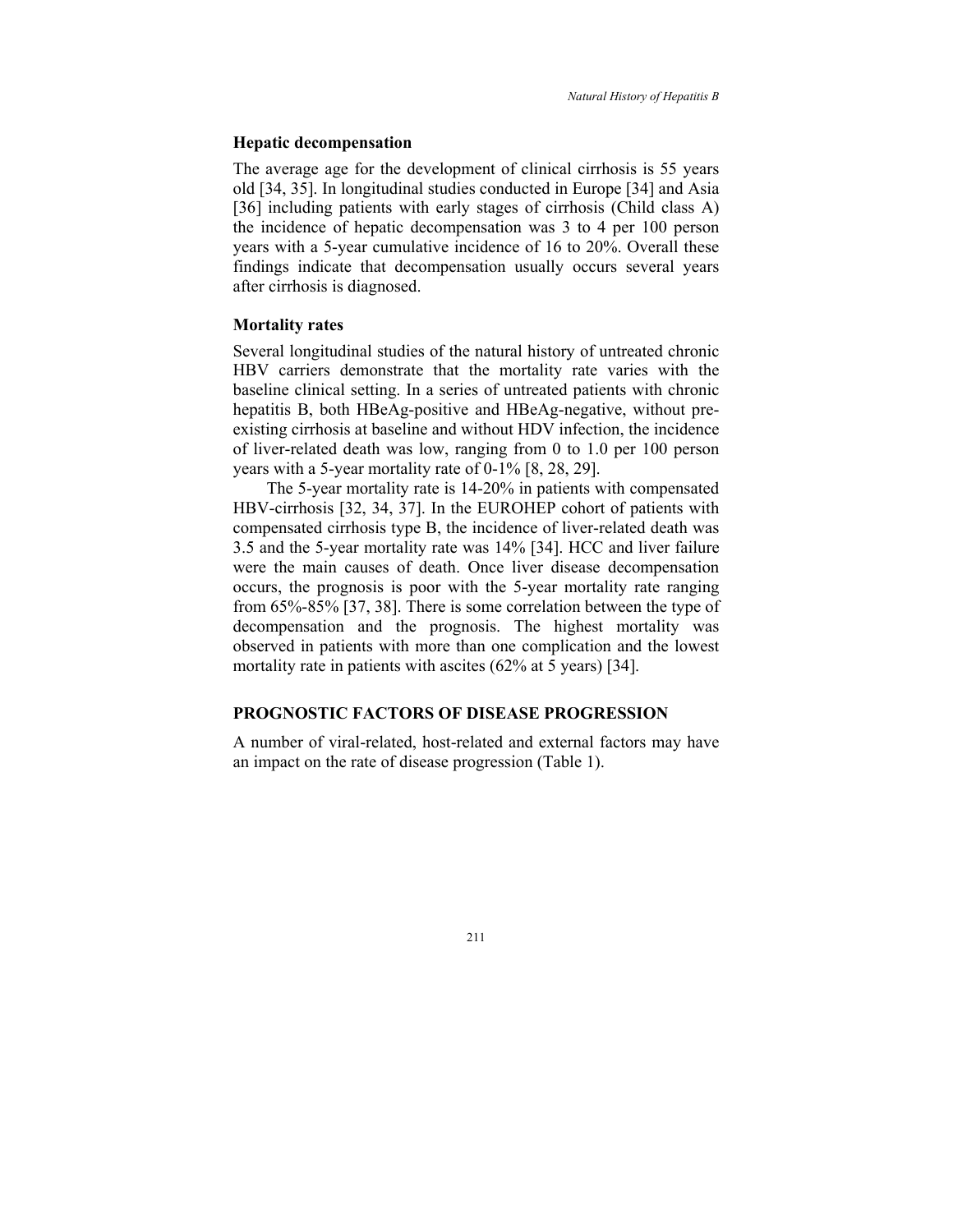### Hepatic decompensation

The average age for the development of clinical cirrhosis is 55 years old [34, 35]. In longitudinal studies conducted in Europe [34] and Asia [36] including patients with early stages of cirrhosis (Child class A) the incidence of hepatic decompensation was 3 to 4 per 100 person years with a 5-year cumulative incidence of 16 to 20%. Overall these findings indicate that decompensation usually occurs several years after cirrhosis is diagnosed.

### Mortality rates

Several longitudinal studies of the natural history of untreated chronic HBV carriers demonstrate that the mortality rate varies with the baseline clinical setting. In a series of untreated patients with chronic hepatitis B, both HBeAg-positive and HBeAg-negative, without pre-existing cirrhosis at baseline and without HDV infection, the incidence of liver-related death was low, ranging from 0 to 1.0 per 100 person years with a 5-year mortality rate of 0-1% [8, 28, 29].

The 5-year mortality rate is 14-20% in patients with compensated HBV-cirrhosis [32, 34, 37]. In the EUROHEP cohort of patients with compensated cirrhosis type B, the incidence of liver-related death was 3.5 and the 5-year mortality rate was 14% [34]. HCC and liver failure were the main causes of death. Once liver disease decompensation occurs, the prognosis is poor with the 5-year mortality rate ranging from 65%-85% [37, 38]. There is some correlation between the type of decompensation and the prognosis. The highest mortality was observed in patients with more than one complication and the lowest mortality rate in patients with ascites (62% at 5 years) [34].

## PROGNOSTIC FACTORS OF DISEASE PROGRESSION

A number of viral-related, host-related and external factors may have an impact on the rate of disease progression (Table 1).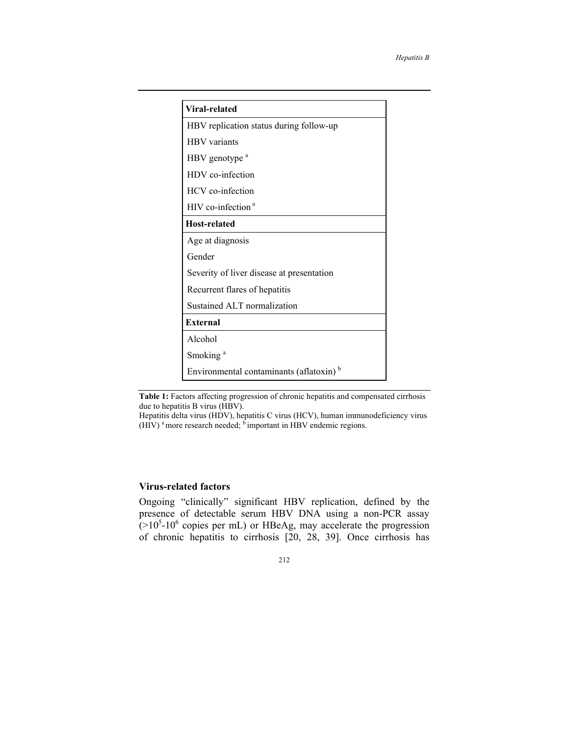| Viral-related |
|---|
| HBV replication status during follow-up |
| HBV variants |
| HBV genotype [a] |
| HDV co-infection |
| HCV co-infection |
| HIV co-infection [a] |
| **Host-related** |
| Age at diagnosis |
| Gender |
| Severity of liver disease at presentation |
| Recurrent flares of hepatitis |
| Sustained ALT normalization |
| **External** |
| Alcohol |
| Smoking [a] |
| Environmental contaminants (aflatoxin) [b] |

**Table 1:** Factors affecting progression of chronic hepatitis and compensated cirrhosis due to hepatitis B virus (HBV).
Hepatitis delta virus (HDV), hepatitis C virus (HCV), human immunodeficiency virus (HIV) [a] more research needed; [b] important in HBV endemic regions.

### Virus-related factors

Ongoing "clinically" significant HBV replication, defined by the presence of detectable serum HBV DNA using a non-PCR assay ($>10^5$-$10^6$ copies per mL) or HBeAg, may accelerate the progression of chronic hepatitis to cirrhosis [20, 28, 39]. Once cirrhosis has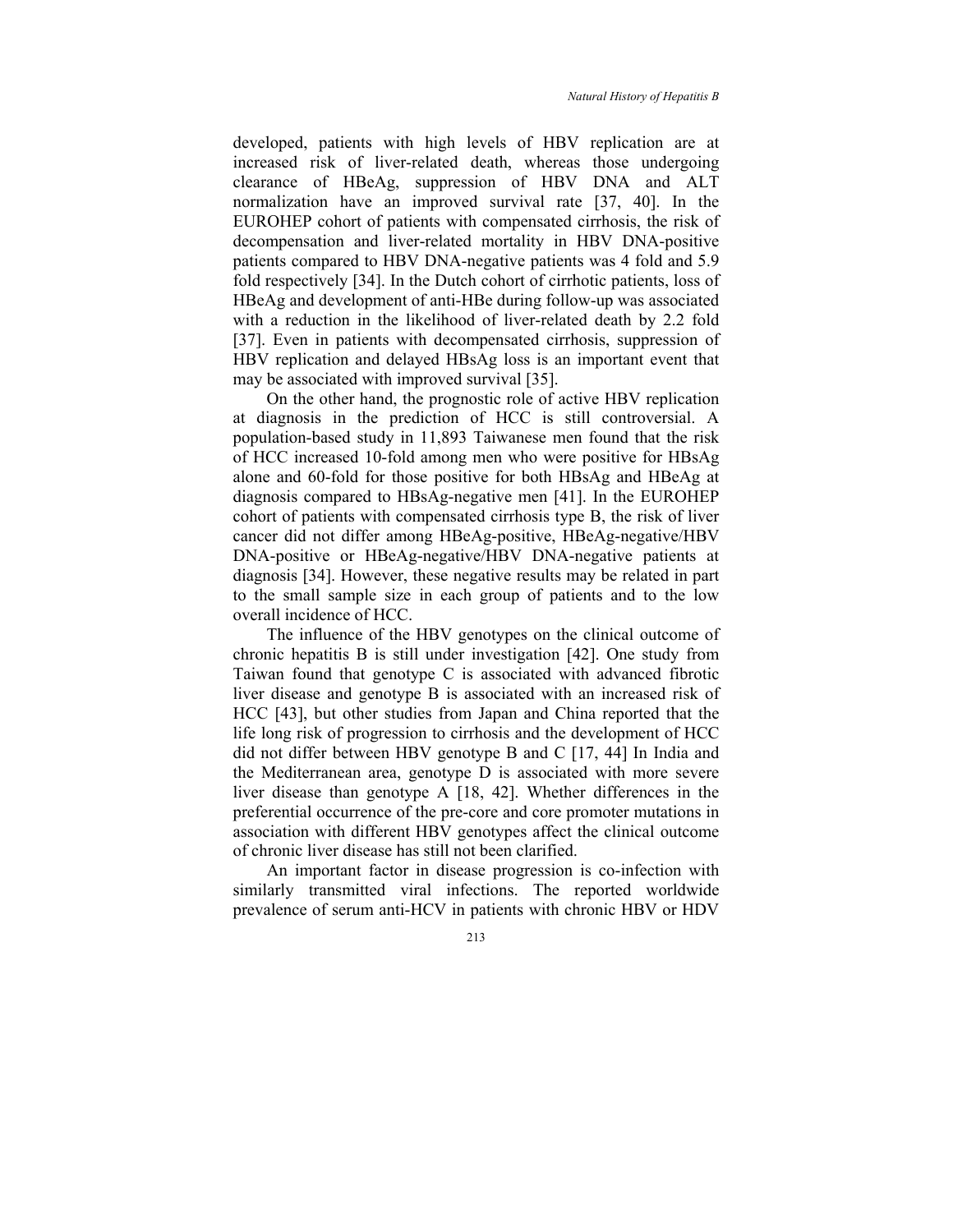developed, patients with high levels of HBV replication are at increased risk of liver-related death, whereas those undergoing clearance of HBeAg, suppression of HBV DNA and ALT normalization have an improved survival rate [37, 40]. In the EUROHEP cohort of patients with compensated cirrhosis, the risk of decompensation and liver-related mortality in HBV DNA-positive patients compared to HBV DNA-negative patients was 4 fold and 5.9 fold respectively [34]. In the Dutch cohort of cirrhotic patients, loss of HBeAg and development of anti-HBe during follow-up was associated with a reduction in the likelihood of liver-related death by 2.2 fold [37]. Even in patients with decompensated cirrhosis, suppression of HBV replication and delayed HBsAg loss is an important event that may be associated with improved survival [35].

On the other hand, the prognostic role of active HBV replication at diagnosis in the prediction of HCC is still controversial. A population-based study in 11,893 Taiwanese men found that the risk of HCC increased 10-fold among men who were positive for HBsAg alone and 60-fold for those positive for both HBsAg and HBeAg at diagnosis compared to HBsAg-negative men [41]. In the EUROHEP cohort of patients with compensated cirrhosis type B, the risk of liver cancer did not differ among HBeAg-positive, HBeAg-negative/HBV DNA-positive or HBeAg-negative/HBV DNA-negative patients at diagnosis [34]. However, these negative results may be related in part to the small sample size in each group of patients and to the low overall incidence of HCC.

The influence of the HBV genotypes on the clinical outcome of chronic hepatitis B is still under investigation [42]. One study from Taiwan found that genotype C is associated with advanced fibrotic liver disease and genotype B is associated with an increased risk of HCC [43], but other studies from Japan and China reported that the life long risk of progression to cirrhosis and the development of HCC did not differ between HBV genotype B and C [17, 44] In India and the Mediterranean area, genotype D is associated with more severe liver disease than genotype A [18, 42]. Whether differences in the preferential occurrence of the pre-core and core promoter mutations in association with different HBV genotypes affect the clinical outcome of chronic liver disease has still not been clarified.

An important factor in disease progression is co-infection with similarly transmitted viral infections. The reported worldwide prevalence of serum anti-HCV in patients with chronic HBV or HDV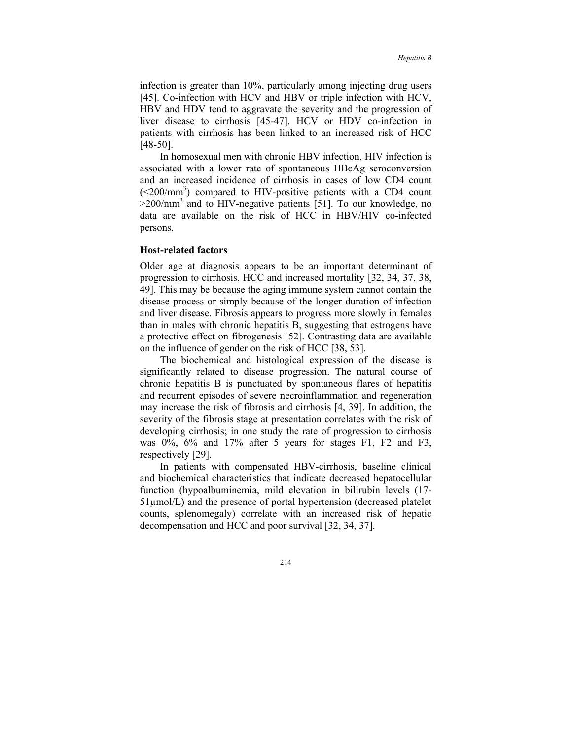infection is greater than 10%, particularly among injecting drug users [45]. Co-infection with HCV and HBV or triple infection with HCV, HBV and HDV tend to aggravate the severity and the progression of liver disease to cirrhosis [45-47]. HCV or HDV co-infection in patients with cirrhosis has been linked to an increased risk of HCC [48-50].

In homosexual men with chronic HBV infection, HIV infection is associated with a lower rate of spontaneous HBeAg seroconversion and an increased incidence of cirrhosis in cases of low CD4 count ($<200/mm^3$) compared to HIV-positive patients with a CD4 count $>200/mm^3$ and to HIV-negative patients [51]. To our knowledge, no data are available on the risk of HCC in HBV/HIV co-infected persons.

### Host-related factors

Older age at diagnosis appears to be an important determinant of progression to cirrhosis, HCC and increased mortality [32, 34, 37, 38, 49]. This may be because the aging immune system cannot contain the disease process or simply because of the longer duration of infection and liver disease. Fibrosis appears to progress more slowly in females than in males with chronic hepatitis B, suggesting that estrogens have a protective effect on fibrogenesis [52]. Contrasting data are available on the influence of gender on the risk of HCC [38, 53].

The biochemical and histological expression of the disease is significantly related to disease progression. The natural course of chronic hepatitis B is punctuated by spontaneous flares of hepatitis and recurrent episodes of severe necroinflammation and regeneration may increase the risk of fibrosis and cirrhosis [4, 39]. In addition, the severity of the fibrosis stage at presentation correlates with the risk of developing cirrhosis; in one study the rate of progression to cirrhosis was 0%, 6% and 17% after 5 years for stages F1, F2 and F3, respectively [29].

In patients with compensated HBV-cirrhosis, baseline clinical and biochemical characteristics that indicate decreased hepatocellular function (hypoalbuminemia, mild elevation in bilirubin levels (17-51µmol/L) and the presence of portal hypertension (decreased platelet counts, splenomegaly) correlate with an increased risk of hepatic decompensation and HCC and poor survival [32, 34, 37].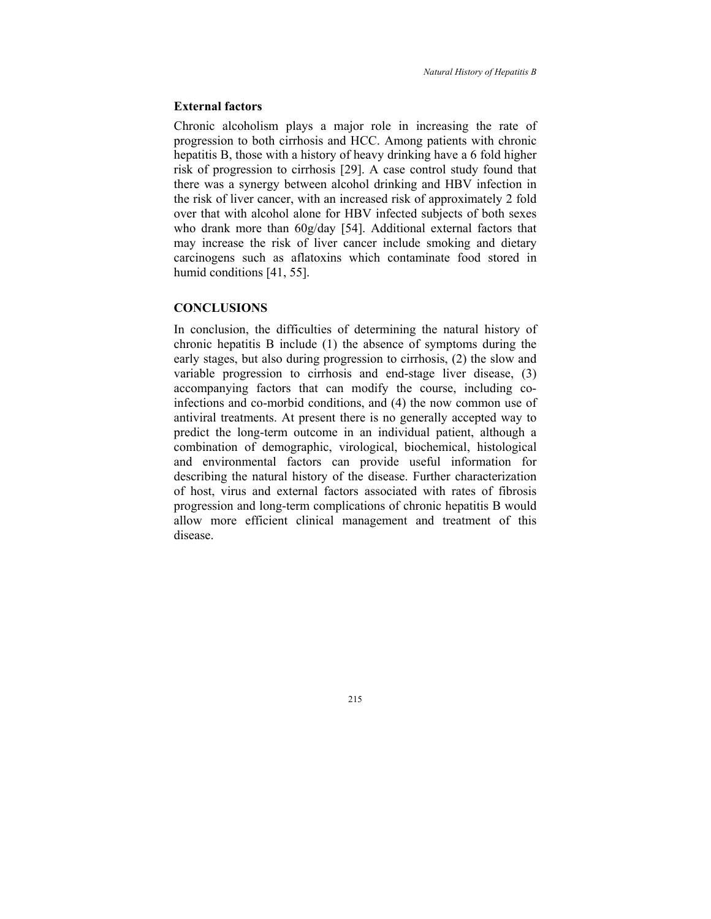### External factors

Chronic alcoholism plays a major role in increasing the rate of progression to both cirrhosis and HCC. Among patients with chronic hepatitis B, those with a history of heavy drinking have a 6 fold higher risk of progression to cirrhosis [29]. A case control study found that there was a synergy between alcohol drinking and HBV infection in the risk of liver cancer, with an increased risk of approximately 2 fold over that with alcohol alone for HBV infected subjects of both sexes who drank more than 60g/day [54]. Additional external factors that may increase the risk of liver cancer include smoking and dietary carcinogens such as aflatoxins which contaminate food stored in humid conditions [41, 55].

## CONCLUSIONS

In conclusion, the difficulties of determining the natural history of chronic hepatitis B include (1) the absence of symptoms during the early stages, but also during progression to cirrhosis, (2) the slow and variable progression to cirrhosis and end-stage liver disease, (3) accompanying factors that can modify the course, including co-infections and co-morbid conditions, and (4) the now common use of antiviral treatments. At present there is no generally accepted way to predict the long-term outcome in an individual patient, although a combination of demographic, virological, biochemical, histological and environmental factors can provide useful information for describing the natural history of the disease. Further characterization of host, virus and external factors associated with rates of fibrosis progression and long-term complications of chronic hepatitis B would allow more efficient clinical management and treatment of this disease.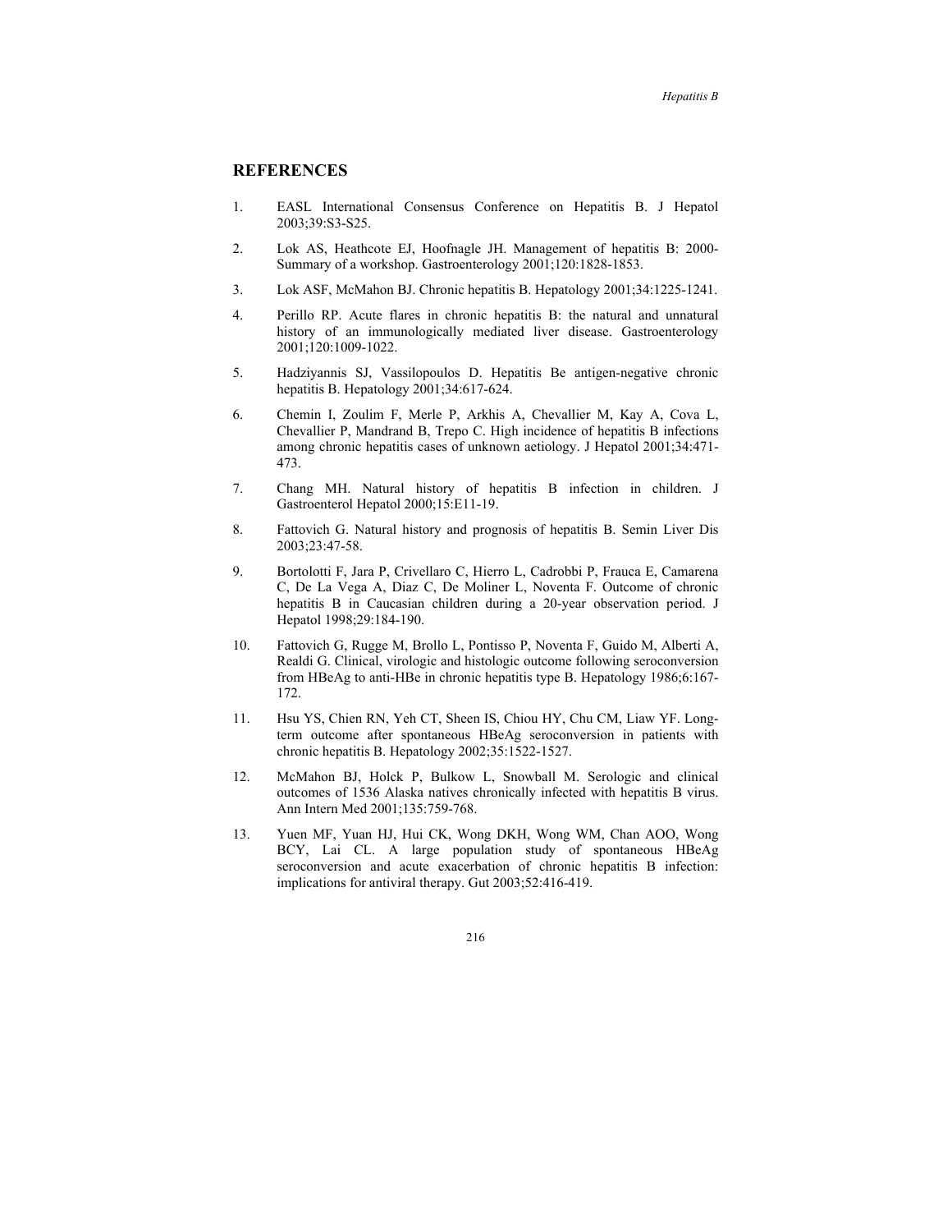## REFERENCES

1. EASL International Consensus Conference on Hepatitis B. J Hepatol 2003;39:S3-S25.
2. Lok AS, Heathcote EJ, Hoofnagle JH. Management of hepatitis B: 2000-Summary of a workshop. Gastroenterology 2001;120:1828-1853.
3. Lok ASF, McMahon BJ. Chronic hepatitis B. Hepatology 2001;34:1225-1241.
4. Perillo RP. Acute flares in chronic hepatitis B: the natural and unnatural history of an immunologically mediated liver disease. Gastroenterology 2001;120:1009-1022.
5. Hadziyannis SJ, Vassilopoulos D. Hepatitis Be antigen-negative chronic hepatitis B. Hepatology 2001;34:617-624.
6. Chemin I, Zoulim F, Merle P, Arkhis A, Chevallier M, Kay A, Cova L, Chevallier P, Mandrand B, Trepo C. High incidence of hepatitis B infections among chronic hepatitis cases of unknown aetiology. J Hepatol 2001;34:471-473.
7. Chang MH. Natural history of hepatitis B infection in children. J Gastroenterol Hepatol 2000;15:E11-19.
8. Fattovich G. Natural history and prognosis of hepatitis B. Semin Liver Dis 2003;23:47-58.
9. Bortolotti F, Jara P, Crivellaro C, Hierro L, Cadrobbi P, Frauca E, Camarena C, De La Vega A, Diaz C, De Moliner L, Noventa F. Outcome of chronic hepatitis B in Caucasian children during a 20-year observation period. J Hepatol 1998;29:184-190.
10. Fattovich G, Rugge M, Brollo L, Pontisso P, Noventa F, Guido M, Alberti A, Realdi G. Clinical, virologic and histologic outcome following seroconversion from HBeAg to anti-HBe in chronic hepatitis type B. Hepatology 1986;6:167-172.
11. Hsu YS, Chien RN, Yeh CT, Sheen IS, Chiou HY, Chu CM, Liaw YF. Long-term outcome after spontaneous HBeAg seroconversion in patients with chronic hepatitis B. Hepatology 2002;35:1522-1527.
12. McMahon BJ, Holck P, Bulkow L, Snowball M. Serologic and clinical outcomes of 1536 Alaska natives chronically infected with hepatitis B virus. Ann Intern Med 2001;135:759-768.
13. Yuen MF, Yuan HJ, Hui CK, Wong DKH, Wong WM, Chan AOO, Wong BCY, Lai CL. A large population study of spontaneous HBeAg seroconversion and acute exacerbation of chronic hepatitis B infection: implications for antiviral therapy. Gut 2003;52:416-419.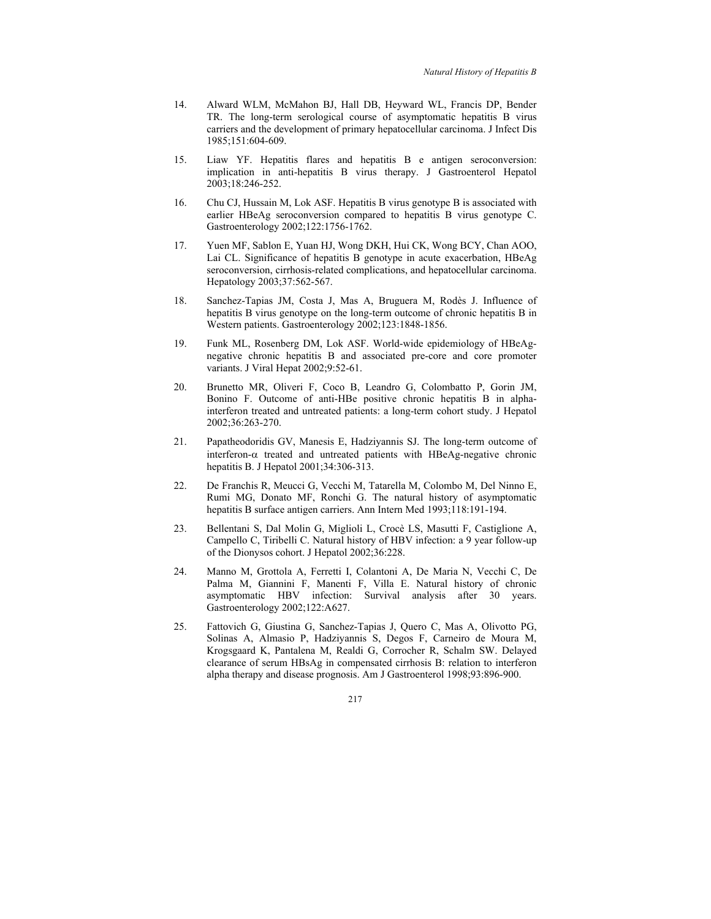14. Alward WLM, McMahon BJ, Hall DB, Heyward WL, Francis DP, Bender TR. The long-term serological course of asymptomatic hepatitis B virus carriers and the development of primary hepatocellular carcinoma. J Infect Dis 1985;151:604-609.

15. Liaw YF. Hepatitis flares and hepatitis B e antigen seroconversion: implication in anti-hepatitis B virus therapy. J Gastroenterol Hepatol 2003;18:246-252.

16. Chu CJ, Hussain M, Lok ASF. Hepatitis B virus genotype B is associated with earlier HBeAg seroconversion compared to hepatitis B virus genotype C. Gastroenterology 2002;122:1756-1762.

17. Yuen MF, Sablon E, Yuan HJ, Wong DKH, Hui CK, Wong BCY, Chan AOO, Lai CL. Significance of hepatitis B genotype in acute exacerbation, HBeAg seroconversion, cirrhosis-related complications, and hepatocellular carcinoma. Hepatology 2003;37:562-567.

18. Sanchez-Tapias JM, Costa J, Mas A, Bruguera M, Rodès J. Influence of hepatitis B virus genotype on the long-term outcome of chronic hepatitis B in Western patients. Gastroenterology 2002;123:1848-1856.

19. Funk ML, Rosenberg DM, Lok ASF. World-wide epidemiology of HBeAg-negative chronic hepatitis B and associated pre-core and core promoter variants. J Viral Hepat 2002;9:52-61.

20. Brunetto MR, Oliveri F, Coco B, Leandro G, Colombatto P, Gorin JM, Bonino F. Outcome of anti-HBe positive chronic hepatitis B in alpha-interferon treated and untreated patients: a long-term cohort study. J Hepatol 2002;36:263-270.

21. Papatheodoridis GV, Manesis E, Hadziyannis SJ. The long-term outcome of interferon-$\alpha$ treated and untreated patients with HBeAg-negative chronic hepatitis B. J Hepatol 2001;34:306-313.

22. De Franchis R, Meucci G, Vecchi M, Tatarella M, Colombo M, Del Ninno E, Rumi MG, Donato MF, Ronchi G. The natural history of asymptomatic hepatitis B surface antigen carriers. Ann Intern Med 1993;118:191-194.

23. Bellentani S, Dal Molin G, Miglioli L, Crocè LS, Masutti F, Castiglione A, Campello C, Tiribelli C. Natural history of HBV infection: a 9 year follow-up of the Dionysos cohort. J Hepatol 2002;36:228.

24. Manno M, Grottola A, Ferretti I, Colantoni A, De Maria N, Vecchi C, De Palma M, Giannini F, Manenti F, Villa E. Natural history of chronic asymptomatic HBV infection: Survival analysis after 30 years. Gastroenterology 2002;122:A627.

25. Fattovich G, Giustina G, Sanchez-Tapias J, Quero C, Mas A, Olivotto PG, Solinas A, Almasio P, Hadziyannis S, Degos F, Carneiro de Moura M, Krogsgaard K, Pantalena M, Realdi G, Corrocher R, Schalm SW. Delayed clearance of serum HBsAg in compensated cirrhosis B: relation to interferon alpha therapy and disease prognosis. Am J Gastroenterol 1998;93:896-900.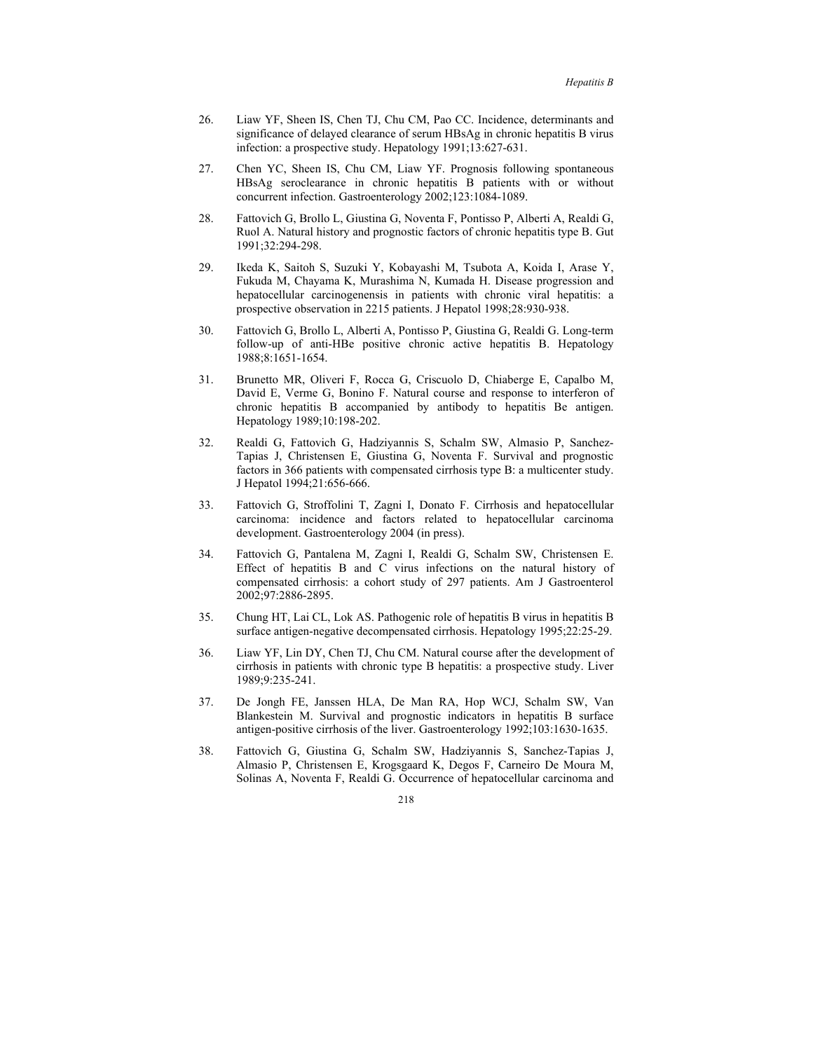26. Liaw YF, Sheen IS, Chen TJ, Chu CM, Pao CC. Incidence, determinants and significance of delayed clearance of serum HBsAg in chronic hepatitis B virus infection: a prospective study. Hepatology 1991;13:627-631.

27. Chen YC, Sheen IS, Chu CM, Liaw YF. Prognosis following spontaneous HBsAg seroclearance in chronic hepatitis B patients with or without concurrent infection. Gastroenterology 2002;123:1084-1089.

28. Fattovich G, Brollo L, Giustina G, Noventa F, Pontisso P, Alberti A, Realdi G, Ruol A. Natural history and prognostic factors of chronic hepatitis type B. Gut 1991;32:294-298.

29. Ikeda K, Saitoh S, Suzuki Y, Kobayashi M, Tsubota A, Koida I, Arase Y, Fukuda M, Chayama K, Murashima N, Kumada H. Disease progression and hepatocellular carcinogenensis in patients with chronic viral hepatitis: a prospective observation in 2215 patients. J Hepatol 1998;28:930-938.

30. Fattovich G, Brollo L, Alberti A, Pontisso P, Giustina G, Realdi G. Long-term follow-up of anti-HBe positive chronic active hepatitis B. Hepatology 1988;8:1651-1654.

31. Brunetto MR, Oliveri F, Rocca G, Criscuolo D, Chiaberge E, Capalbo M, David E, Verme G, Bonino F. Natural course and response to interferon of chronic hepatitis B accompanied by antibody to hepatitis Be antigen. Hepatology 1989;10:198-202.

32. Realdi G, Fattovich G, Hadziyannis S, Schalm SW, Almasio P, Sanchez-Tapias J, Christensen E, Giustina G, Noventa F. Survival and prognostic factors in 366 patients with compensated cirrhosis type B: a multicenter study. J Hepatol 1994;21:656-666.

33. Fattovich G, Stroffolini T, Zagni I, Donato F. Cirrhosis and hepatocellular carcinoma: incidence and factors related to hepatocellular carcinoma development. Gastroenterology 2004 (in press).

34. Fattovich G, Pantalena M, Zagni I, Realdi G, Schalm SW, Christensen E. Effect of hepatitis B and C virus infections on the natural history of compensated cirrhosis: a cohort study of 297 patients. Am J Gastroenterol 2002;97:2886-2895.

35. Chung HT, Lai CL, Lok AS. Pathogenic role of hepatitis B virus in hepatitis B surface antigen-negative decompensated cirrhosis. Hepatology 1995;22:25-29.

36. Liaw YF, Lin DY, Chen TJ, Chu CM. Natural course after the development of cirrhosis in patients with chronic type B hepatitis: a prospective study. Liver 1989;9:235-241.

37. De Jongh FE, Janssen HLA, De Man RA, Hop WCJ, Schalm SW, Van Blankestein M. Survival and prognostic indicators in hepatitis B surface antigen-positive cirrhosis of the liver. Gastroenterology 1992;103:1630-1635.

38. Fattovich G, Giustina G, Schalm SW, Hadziyannis S, Sanchez-Tapias J, Almasio P, Christensen E, Krogsgaard K, Degos F, Carneiro De Moura M, Solinas A, Noventa F, Realdi G. Occurrence of hepatocellular carcinoma and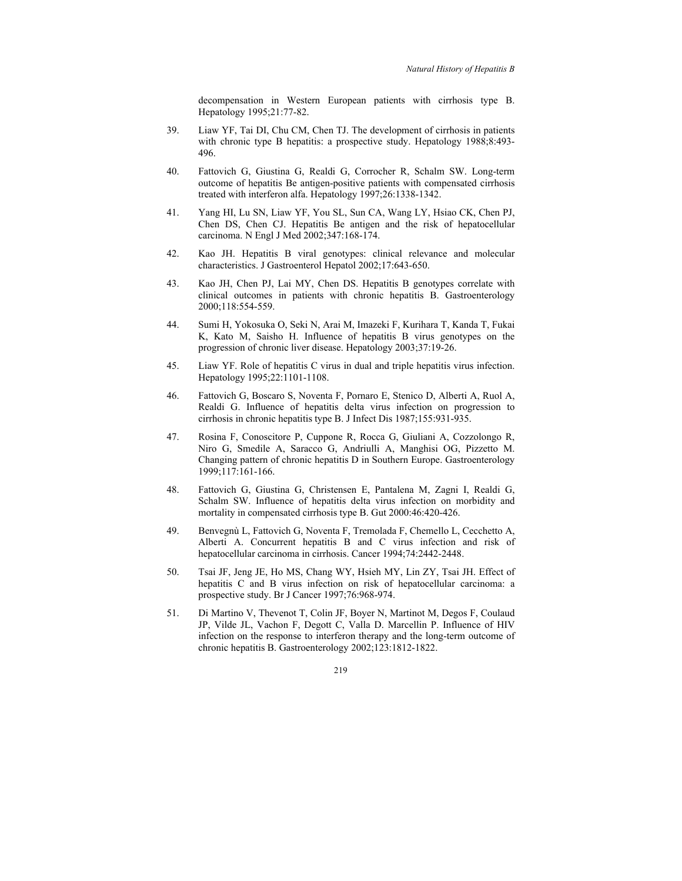decompensation in Western European patients with cirrhosis type B. Hepatology 1995;21:77-82.

39. Liaw YF, Tai DI, Chu CM, Chen TJ. The development of cirrhosis in patients with chronic type B hepatitis: a prospective study. Hepatology 1988;8:493-496.

40. Fattovich G, Giustina G, Realdi G, Corrocher R, Schalm SW. Long-term outcome of hepatitis Be antigen-positive patients with compensated cirrhosis treated with interferon alfa. Hepatology 1997;26:1338-1342.

41. Yang HI, Lu SN, Liaw YF, You SL, Sun CA, Wang LY, Hsiao CK, Chen PJ, Chen DS, Chen CJ. Hepatitis Be antigen and the risk of hepatocellular carcinoma. N Engl J Med 2002;347:168-174.

42. Kao JH. Hepatitis B viral genotypes: clinical relevance and molecular characteristics. J Gastroenterol Hepatol 2002;17:643-650.

43. Kao JH, Chen PJ, Lai MY, Chen DS. Hepatitis B genotypes correlate with clinical outcomes in patients with chronic hepatitis B. Gastroenterology 2000;118:554-559.

44. Sumi H, Yokosuka O, Seki N, Arai M, Imazeki F, Kurihara T, Kanda T, Fukai K, Kato M, Saisho H. Influence of hepatitis B virus genotypes on the progression of chronic liver disease. Hepatology 2003;37:19-26.

45. Liaw YF. Role of hepatitis C virus in dual and triple hepatitis virus infection. Hepatology 1995;22:1101-1108.

46. Fattovich G, Boscaro S, Noventa F, Pornaro E, Stenico D, Alberti A, Ruol A, Realdi G. Influence of hepatitis delta virus infection on progression to cirrhosis in chronic hepatitis type B. J Infect Dis 1987;155:931-935.

47. Rosina F, Conoscitore P, Cuppone R, Rocca G, Giuliani A, Cozzolongo R, Niro G, Smedile A, Saracco G, Andriulli A, Manghisi OG, Pizzetto M. Changing pattern of chronic hepatitis D in Southern Europe. Gastroenterology 1999;117:161-166.

48. Fattovich G, Giustina G, Christensen E, Pantalena M, Zagni I, Realdi G, Schalm SW. Influence of hepatitis delta virus infection on morbidity and mortality in compensated cirrhosis type B. Gut 2000:46:420-426.

49. Benvegnù L, Fattovich G, Noventa F, Tremolada F, Chemello L, Cecchetto A, Alberti A. Concurrent hepatitis B and C virus infection and risk of hepatocellular carcinoma in cirrhosis. Cancer 1994;74:2442-2448.

50. Tsai JF, Jeng JE, Ho MS, Chang WY, Hsieh MY, Lin ZY, Tsai JH. Effect of hepatitis C and B virus infection on risk of hepatocellular carcinoma: a prospective study. Br J Cancer 1997;76:968-974.

51. Di Martino V, Thevenot T, Colin JF, Boyer N, Martinot M, Degos F, Coulaud JP, Vilde JL, Vachon F, Degott C, Valla D. Marcellin P. Influence of HIV infection on the response to interferon therapy and the long-term outcome of chronic hepatitis B. Gastroenterology 2002;123:1812-1822.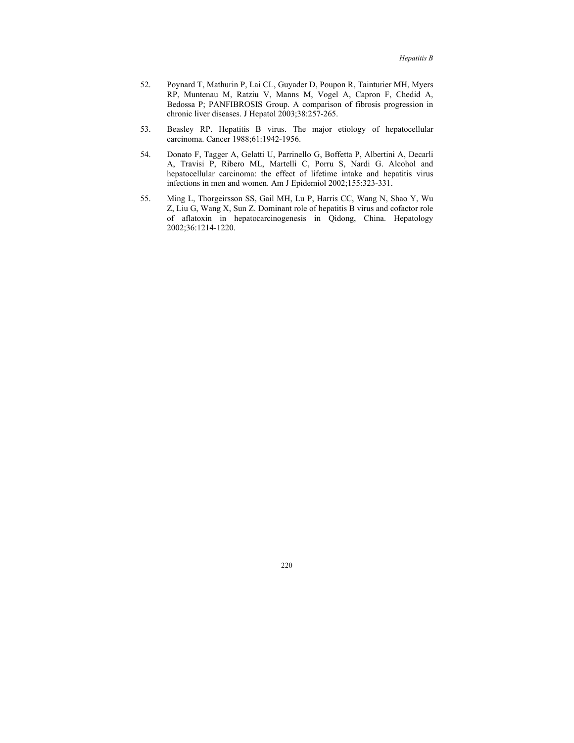52. Poynard T, Mathurin P, Lai CL, Guyader D, Poupon R, Tainturier MH, Myers RP, Muntenau M, Ratziu V, Manns M, Vogel A, Capron F, Chedid A, Bedossa P; PANFIBROSIS Group. A comparison of fibrosis progression in chronic liver diseases. J Hepatol 2003;38:257-265.

53. Beasley RP. Hepatitis B virus. The major etiology of hepatocellular carcinoma. Cancer 1988;61:1942-1956.

54. Donato F, Tagger A, Gelatti U, Parrinello G, Boffetta P, Albertini A, Decarli A, Travisi P, Ribero ML, Martelli C, Porru S, Nardi G. Alcohol and hepatocellular carcinoma: the effect of lifetime intake and hepatitis virus infections in men and women. Am J Epidemiol 2002;155:323-331.

55. Ming L, Thorgeirsson SS, Gail MH, Lu P, Harris CC, Wang N, Shao Y, Wu Z, Liu G, Wang X, Sun Z. Dominant role of hepatitis B virus and cofactor role of aflatoxin in hepatocarcinogenesis in Qidong, China. Hepatology 2002;36:1214-1220.